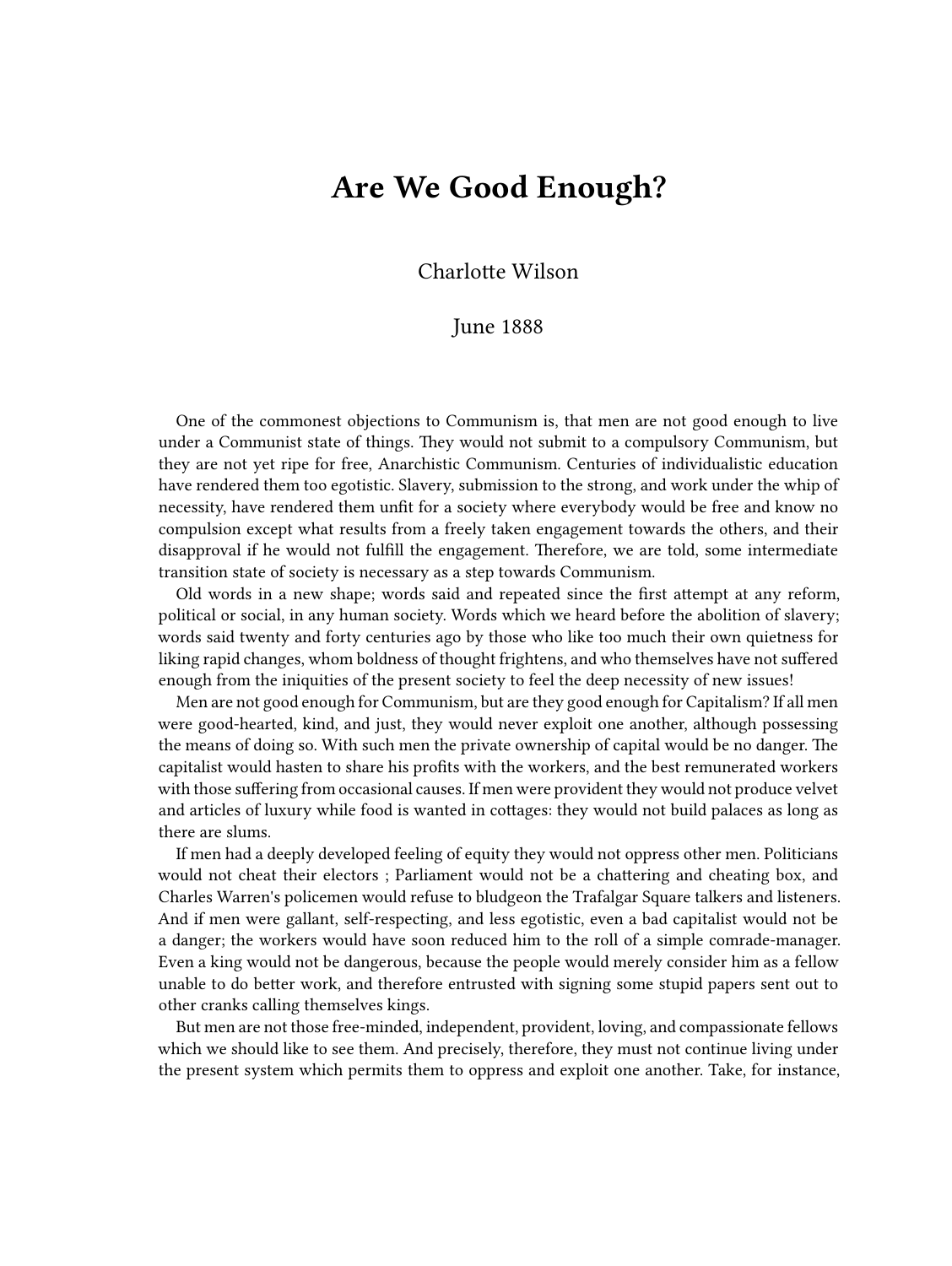# Are We Good Enough?

Charlotte Wilson

June 1888

One of the commonest objections to Communism is, that men are not good enough to live under a Communist state of things. They would not submit to a compulsory Communism, but they are not yet ripe for free, Anarchistic Communism. Centuries of individualistic education have rendered them too egotistic. Slavery, submission to the strong, and work under the whip of necessity, have rendered them unfit for a society where everybody would be free and know no compulsion except what results from a freely taken engagement towards the others, and their disapproval if he would not fulfill the engagement. Therefore, we are told, some intermediate transition state of society is necessary as a step towards Communism.

Old words in a new shape; words said and repeated since the first attempt at any reform, political or social, in any human society. Words which we heard before the abolition of slavery; words said twenty and forty centuries ago by those who like too much their own quietness for liking rapid changes, whom boldness of thought frightens, and who themselves have not suffered enough from the iniquities of the present society to feel the deep necessity of new issues!

Men are not good enough for Communism, but are they good enough for Capitalism? If all men were good-hearted, kind, and just, they would never exploit one another, although possessing the means of doing so. With such men the private ownership of capital would be no danger. The capitalist would hasten to share his profits with the workers, and the best remunerated workers with those suffering from occasional causes. If men were provident they would not produce velvet and articles of luxury while food is wanted in cottages: they would not build palaces as long as there are slums.

If men had a deeply developed feeling of equity they would not oppress other men. Politicians would not cheat their electors ; Parliament would not be a chattering and cheating box, and Charles Warren's policemen would refuse to bludgeon the Trafalgar Square talkers and listeners. And if men were gallant, self-respecting, and less egotistic, even a bad capitalist would not be a danger; the workers would have soon reduced him to the roll of a simple comrade-manager. Even a king would not be dangerous, because the people would merely consider him as a fellow unable to do better work, and therefore entrusted with signing some stupid papers sent out to other cranks calling themselves kings.

But men are not those free-minded, independent, provident, loving, and compassionate fellows which we should like to see them. And precisely, therefore, they must not continue living under the present system which permits them to oppress and exploit one another. Take, for instance,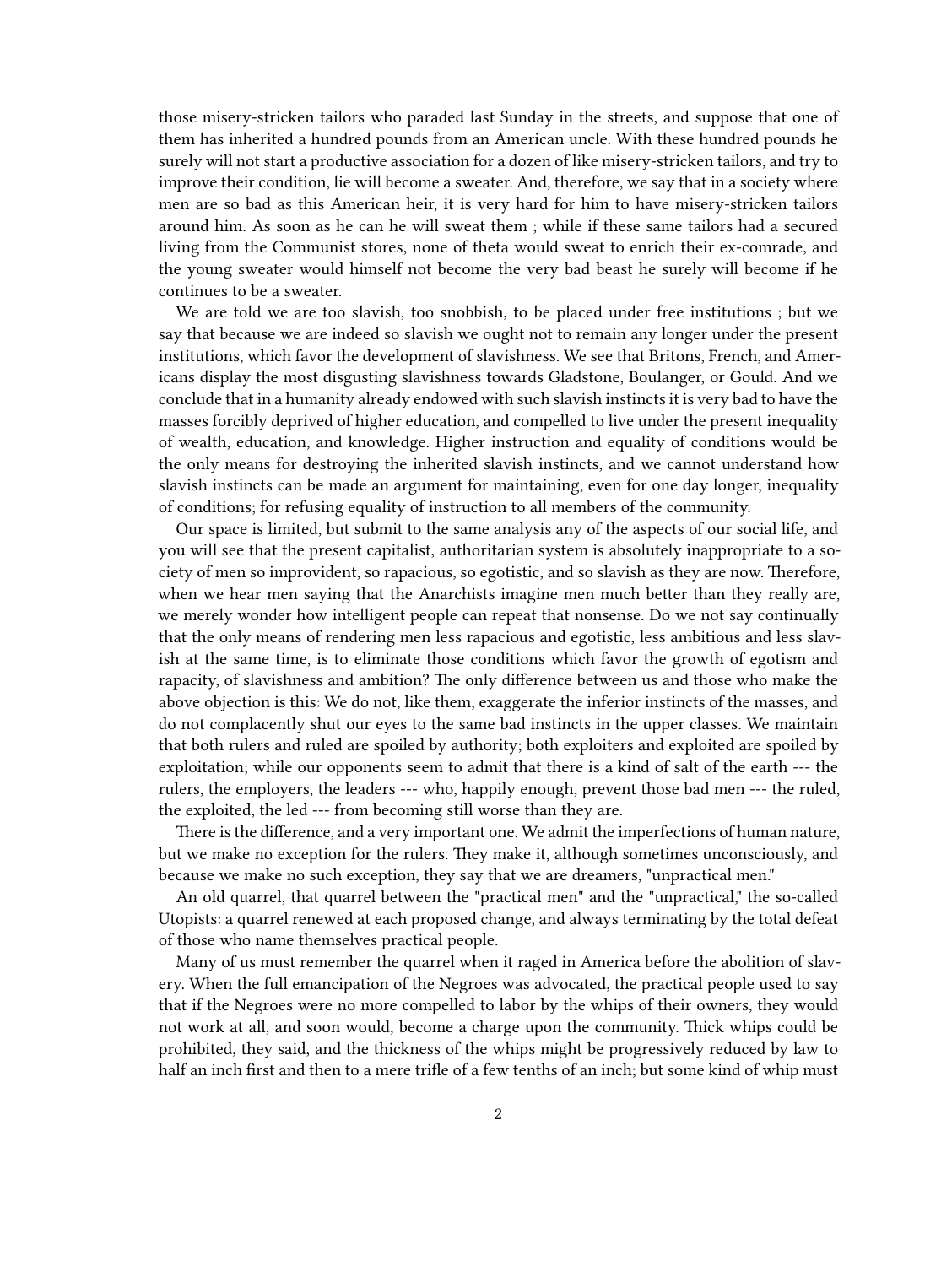those misery-stricken tailors who paraded last Sunday in the streets, and suppose that one of them has inherited a hundred pounds from an American uncle. With these hundred pounds he surely will not start a productive association for a dozen of like misery-stricken tailors, and try to improve their condition, lie will become a sweater. And, therefore, we say that in a society where men are so bad as this American heir, it is very hard for him to have misery-stricken tailors around him. As soon as he can he will sweat them ; while if these same tailors had a secured living from the Communist stores, none of theta would sweat to enrich their ex-comrade, and the young sweater would himself not become the very bad beast he surely will become if he continues to be a sweater.

We are told we are too slavish, too snobbish, to be placed under free institutions ; but we say that because we are indeed so slavish we ought not to remain any longer under the present institutions, which favor the development of slavishness. We see that Britons, French, and Americans display the most disgusting slavishness towards Gladstone, Boulanger, or Gould. And we conclude that in a humanity already endowed with such slavish instincts it is very bad to have the masses forcibly deprived of higher education, and compelled to live under the present inequality of wealth, education, and knowledge. Higher instruction and equality of conditions would be the only means for destroying the inherited slavish instincts, and we cannot understand how slavish instincts can be made an argument for maintaining, even for one day longer, inequality of conditions; for refusing equality of instruction to all members of the community.

Our space is limited, but submit to the same analysis any of the aspects of our social life, and you will see that the present capitalist, authoritarian system is absolutely inappropriate to a society of men so improvident, so rapacious, so egotistic, and so slavish as they are now. Therefore, when we hear men saying that the Anarchists imagine men much better than they really are, we merely wonder how intelligent people can repeat that nonsense. Do we not say continually that the only means of rendering men less rapacious and egotistic, less ambitious and less slavish at the same time, is to eliminate those conditions which favor the growth of egotism and rapacity, of slavishness and ambition? The only difference between us and those who make the above objection is this: We do not, like them, exaggerate the inferior instincts of the masses, and do not complacently shut our eyes to the same bad instincts in the upper classes. We maintain that both rulers and ruled are spoiled by authority; both exploiters and exploited are spoiled by exploitation; while our opponents seem to admit that there is a kind of salt of the earth --- the rulers, the employers, the leaders --- who, happily enough, prevent those bad men --- the ruled, the exploited, the led --- from becoming still worse than they are.

There is the difference, and a very important one. We admit the imperfections of human nature, but we make no exception for the rulers. They make it, although sometimes unconsciously, and because we make no such exception, they say that we are dreamers, "unpractical men."

An old quarrel, that quarrel between the "practical men" and the "unpractical," the so-called Utopists: a quarrel renewed at each proposed change, and always terminating by the total defeat of those who name themselves practical people.

Many of us must remember the quarrel when it raged in America before the abolition of slavery. When the full emancipation of the Negroes was advocated, the practical people used to say that if the Negroes were no more compelled to labor by the whips of their owners, they would not work at all, and soon would, become a charge upon the community. Thick whips could be prohibited, they said, and the thickness of the whips might be progressively reduced by law to half an inch first and then to a mere trifle of a few tenths of an inch; but some kind of whip must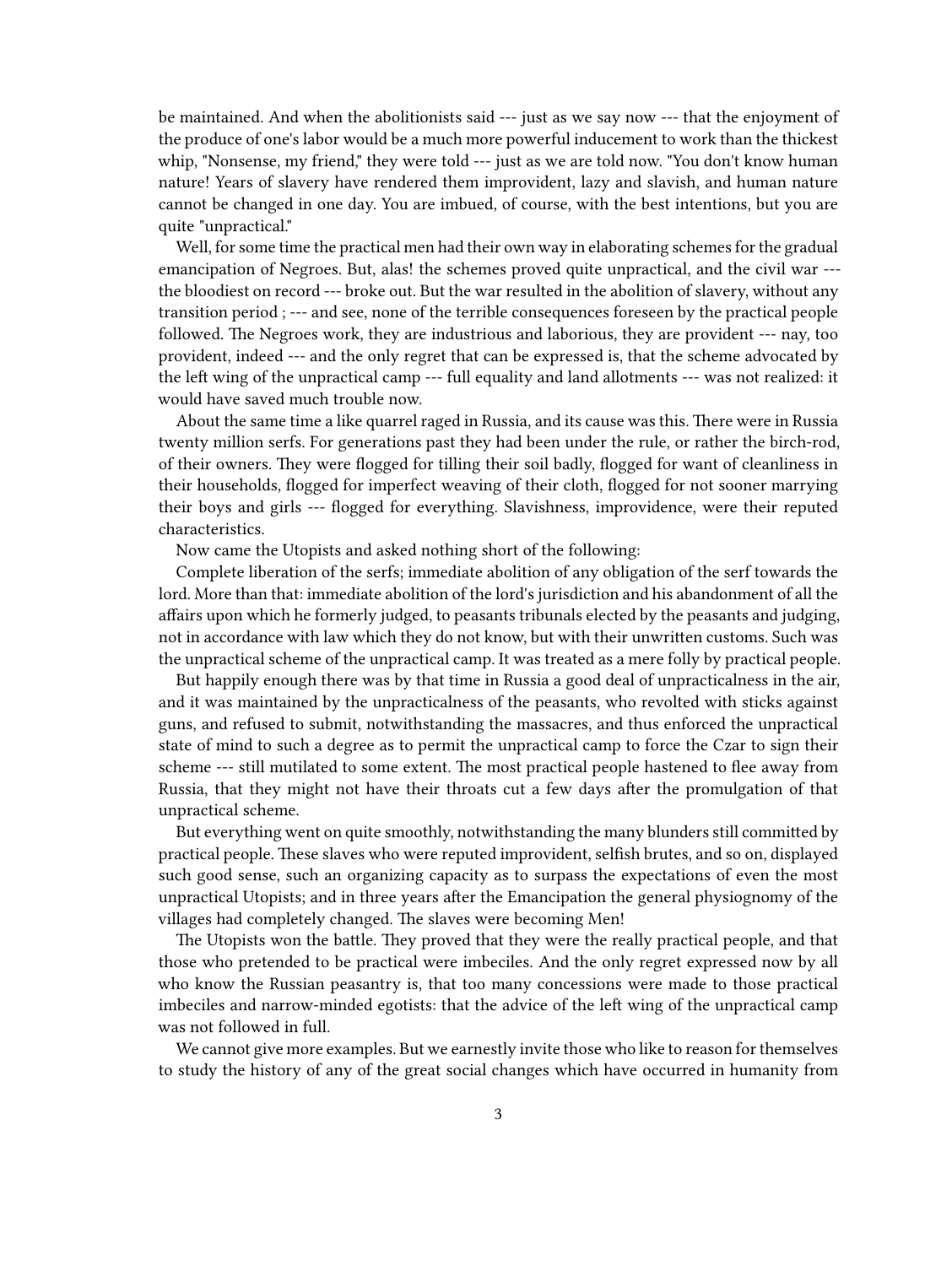be maintained. And when the abolitionists said --- just as we say now --- that the enjoyment of the produce of one's labor would be a much more powerful inducement to work than the thickest whip, "Nonsense, my friend," they were told --- just as we are told now. "You don't know human nature! Years of slavery have rendered them improvident, lazy and slavish, and human nature cannot be changed in one day. You are imbued, of course, with the best intentions, but you are quite "unpractical."

Well, for some time the practical men had their own way in elaborating schemes for the gradual emancipation of Negroes. But, alas! the schemes proved quite unpractical, and the civil war --- the bloodiest on record --- broke out. But the war resulted in the abolition of slavery, without any transition period ; --- and see, none of the terrible consequences foreseen by the practical people followed. The Negroes work, they are industrious and laborious, they are provident --- nay, too provident, indeed --- and the only regret that can be expressed is, that the scheme advocated by the left wing of the unpractical camp --- full equality and land allotments --- was not realized: it would have saved much trouble now.

About the same time a like quarrel raged in Russia, and its cause was this. There were in Russia twenty million serfs. For generations past they had been under the rule, or rather the birch-rod, of their owners. They were flogged for tilling their soil badly, flogged for want of cleanliness in their households, flogged for imperfect weaving of their cloth, flogged for not sooner marrying their boys and girls --- flogged for everything. Slavishness, improvidence, were their reputed characteristics.

Now came the Utopists and asked nothing short of the following:

Complete liberation of the serfs; immediate abolition of any obligation of the serf towards the lord. More than that: immediate abolition of the lord's jurisdiction and his abandonment of all the affairs upon which he formerly judged, to peasants tribunals elected by the peasants and judging, not in accordance with law which they do not know, but with their unwritten customs. Such was the unpractical scheme of the unpractical camp. It was treated as a mere folly by practical people.

But happily enough there was by that time in Russia a good deal of unpracticalness in the air, and it was maintained by the unpracticalness of the peasants, who revolted with sticks against guns, and refused to submit, notwithstanding the massacres, and thus enforced the unpractical state of mind to such a degree as to permit the unpractical camp to force the Czar to sign their scheme --- still mutilated to some extent. The most practical people hastened to flee away from Russia, that they might not have their throats cut a few days after the promulgation of that unpractical scheme.

But everything went on quite smoothly, notwithstanding the many blunders still committed by practical people. These slaves who were reputed improvident, selfish brutes, and so on, displayed such good sense, such an organizing capacity as to surpass the expectations of even the most unpractical Utopists; and in three years after the Emancipation the general physiognomy of the villages had completely changed. The slaves were becoming Men!

The Utopists won the battle. They proved that they were the really practical people, and that those who pretended to be practical were imbeciles. And the only regret expressed now by all who know the Russian peasantry is, that too many concessions were made to those practical imbeciles and narrow-minded egotists: that the advice of the left wing of the unpractical camp was not followed in full.

We cannot give more examples. But we earnestly invite those who like to reason for themselves to study the history of any of the great social changes which have occurred in humanity from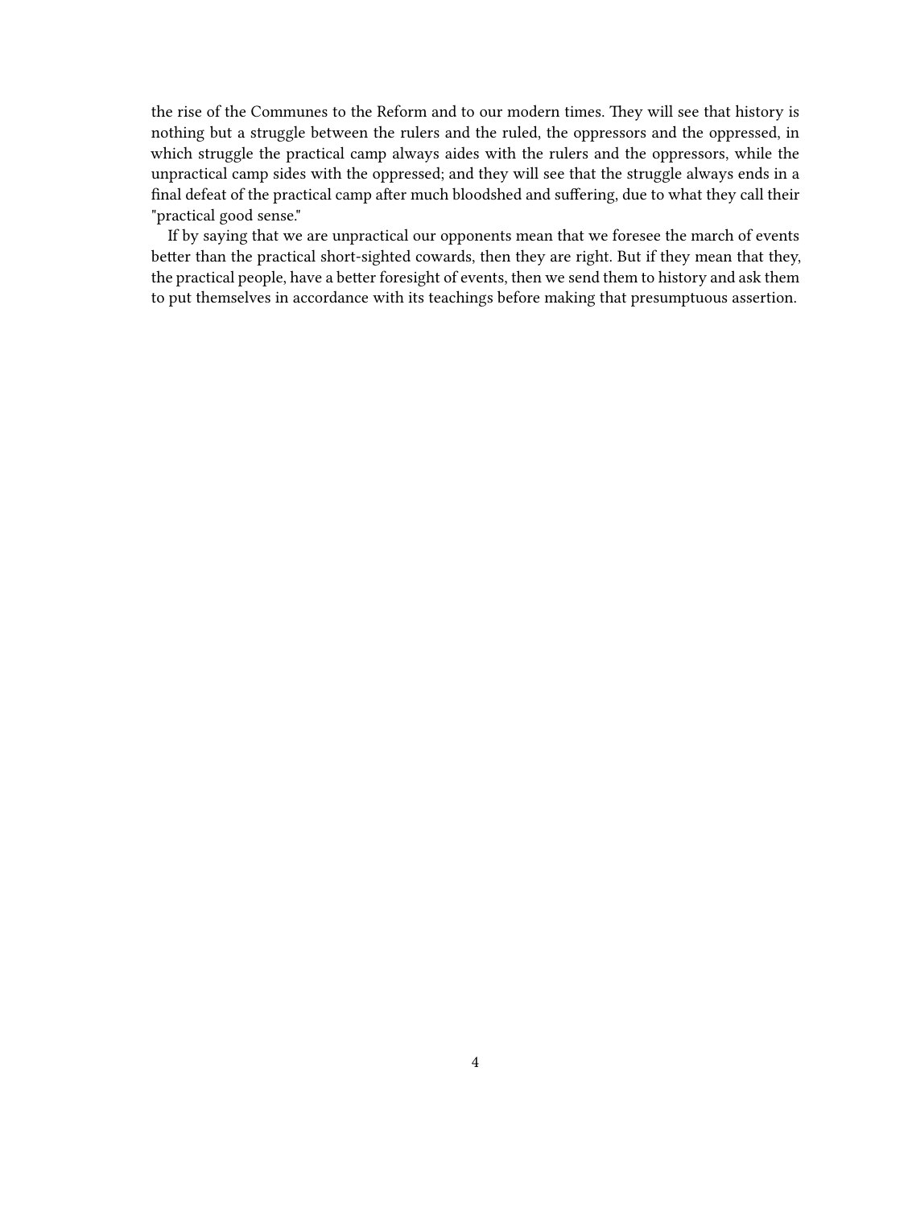the rise of the Communes to the Reform and to our modern times. They will see that history is nothing but a struggle between the rulers and the ruled, the oppressors and the oppressed, in which struggle the practical camp always aides with the rulers and the oppressors, while the unpractical camp sides with the oppressed; and they will see that the struggle always ends in a final defeat of the practical camp after much bloodshed and suffering, due to what they call their "practical good sense."

If by saying that we are unpractical our opponents mean that we foresee the march of events better than the practical short-sighted cowards, then they are right. But if they mean that they, the practical people, have a better foresight of events, then we send them to history and ask them to put themselves in accordance with its teachings before making that presumptuous assertion.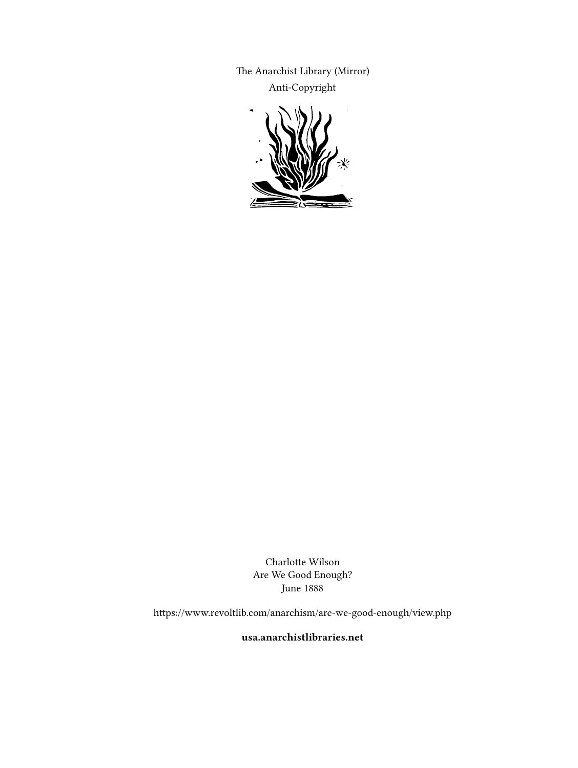The Anarchist Library (Mirror)
Anti-Copyright

Charlotte Wilson
Are We Good Enough?
June 1888

https://www.revoltlib.com/anarchism/are-we-good-enough/view.php

**usa.anarchistlibraries.net**